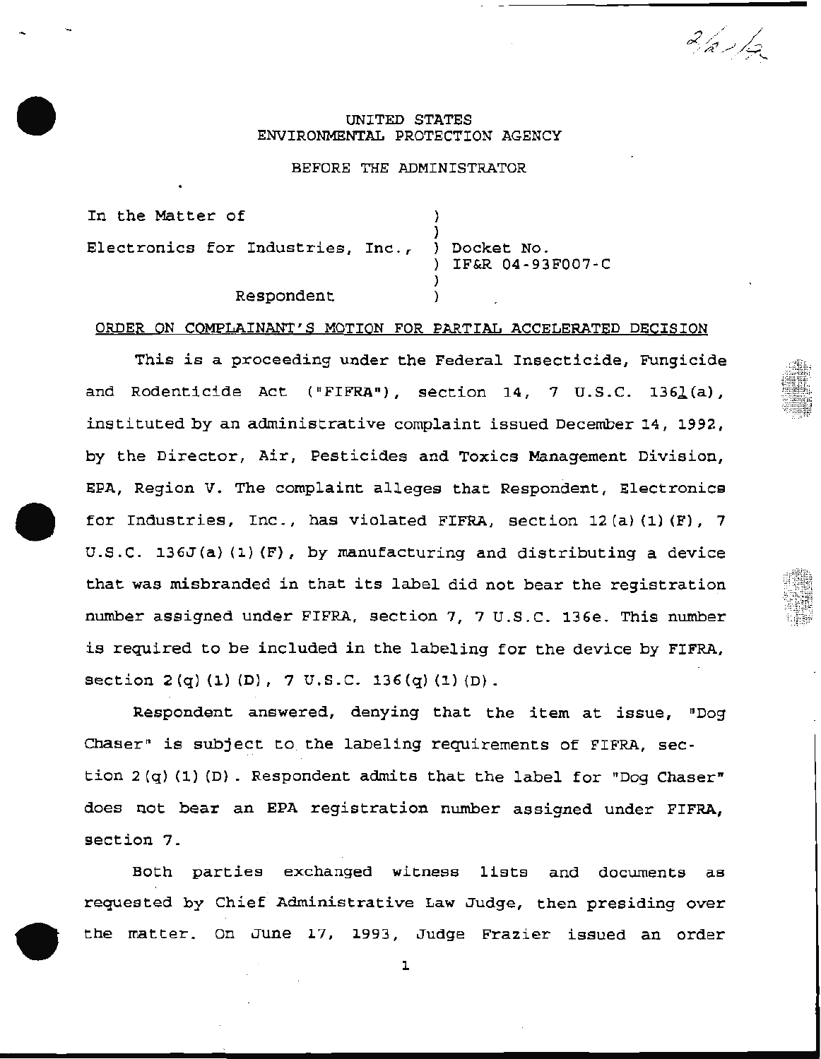UNITED STATES
ENVIRONMENTAL PROTECTION AGENCY

BEFORE THE ADMINISTRATOR

| | |
|---|---|
| In the Matter of | ) |
| | ) |
| Electronics for Industries, Inc., | ) Docket No. |
| | ) IF&R 04-93F007-C |
| | ) |
| Respondent | ) |

ORDER ON COMPLAINANT'S MOTION FOR PARTIAL ACCELERATED DECISION

This is a proceeding under the Federal Insecticide, Fungicide and Rodenticide Act ("FIFRA"), section 14, 7 U.S.C. 136l(a), instituted by an administrative complaint issued December 14, 1992, by the Director, Air, Pesticides and Toxics Management Division, EPA, Region V. The complaint alleges that Respondent, Electronics for Industries, Inc., has violated FIFRA, section 12(a)(1)(F), 7 U.S.C. 136J(a)(1)(F), by manufacturing and distributing a device that was misbranded in that its label did not bear the registration number assigned under FIFRA, section 7, 7 U.S.C. 136e. This number is required to be included in the labeling for the device by FIFRA, section 2(q)(1)(D), 7 U.S.C. 136(q)(1)(D).

Respondent answered, denying that the item at issue, "Dog Chaser" is subject to the labeling requirements of FIFRA, section 2(q)(1)(D). Respondent admits that the label for "Dog Chaser" does not bear an EPA registration number assigned under FIFRA, section 7.

Both parties exchanged witness lists and documents as requested by Chief Administrative Law Judge, then presiding over the matter. On June 17, 1993, Judge Frazier issued an order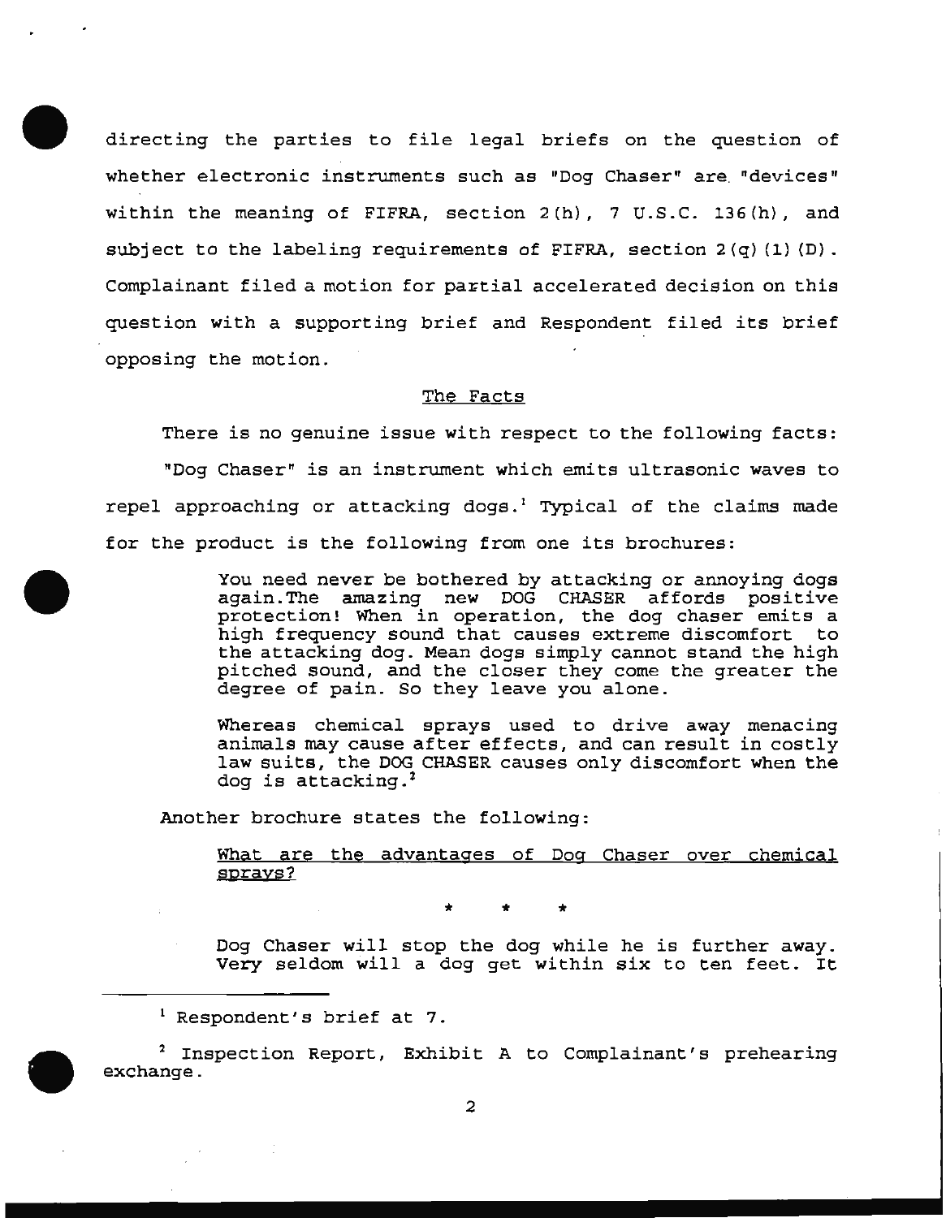directing the parties to file legal briefs on the question of whether electronic instruments such as "Dog Chaser" are "devices" within the meaning of FIFRA, section 2(h), 7 U.S.C. 136(h), and subject to the labeling requirements of FIFRA, section 2(q)(1)(D). Complainant filed a motion for partial accelerated decision on this question with a supporting brief and Respondent filed its brief opposing the motion.

## The Facts

There is no genuine issue with respect to the following facts:

"Dog Chaser" is an instrument which emits ultrasonic waves to repel approaching or attacking dogs.[1] Typical of the claims made for the product is the following from one its brochures:

> You need never be bothered by attacking or annoying dogs again.The amazing new DOG CHASER affords positive protection! When in operation, the dog chaser emits a high frequency sound that causes extreme discomfort to the attacking dog. Mean dogs simply cannot stand the high pitched sound, and the closer they come the greater the degree of pain. So they leave you alone.
>
> Whereas chemical sprays used to drive away menacing animals may cause after effects, and can result in costly law suits, the DOG CHASER causes only discomfort when the dog is attacking.[2]

Another brochure states the following:

> What are the advantages of Dog Chaser over chemical sprays?
>
> \* \* \*
>
> Dog Chaser will stop the dog while he is further away. Very seldom will a dog get within six to ten feet. It

---

[1] Respondent's brief at 7.

[2] Inspection Report, Exhibit A to Complainant's prehearing exchange.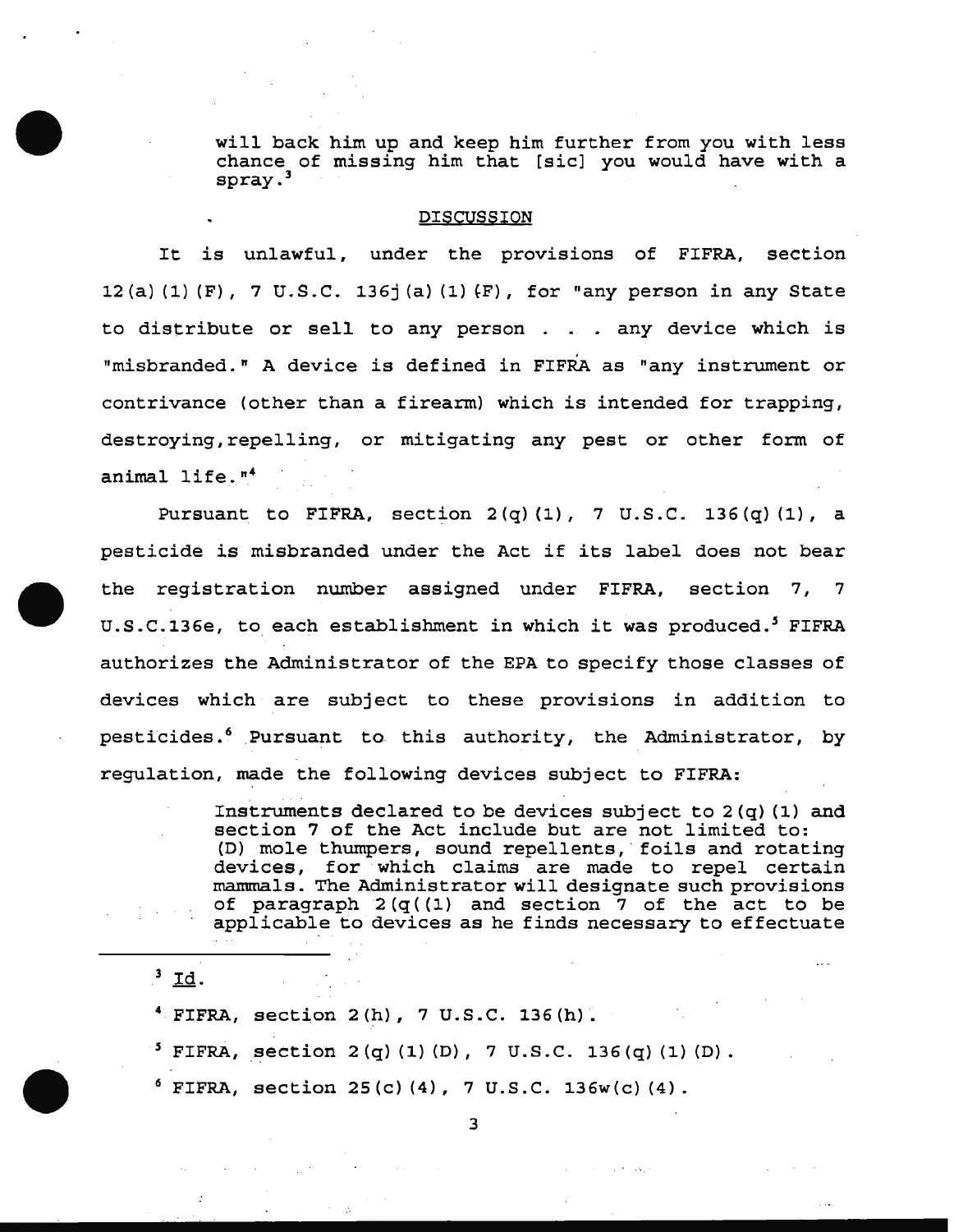> will back him up and keep him further from you with less chance of missing him that [sic] you would have with a spray.[3]

## DISCUSSION

It is unlawful, under the provisions of FIFRA, section 12(a)(1)(F), 7 U.S.C. 136j(a)(1)(F), for "any person in any State to distribute or sell to any person . . . any device which is "misbranded." A device is defined in FIFRA as "any instrument or contrivance (other than a firearm) which is intended for trapping, destroying, repelling, or mitigating any pest or other form of animal life."[4]

Pursuant to FIFRA, section 2(q)(1), 7 U.S.C. 136(q)(1), a pesticide is misbranded under the Act if its label does not bear the registration number assigned under FIFRA, section 7, 7 U.S.C.136e, to each establishment in which it was produced.[5] FIFRA authorizes the Administrator of the EPA to specify those classes of devices which are subject to these provisions in addition to pesticides.[6] Pursuant to this authority, the Administrator, by regulation, made the following devices subject to FIFRA:

> Instruments declared to be devices subject to 2(q)(1) and section 7 of the Act include but are not limited to: (D) mole thumpers, sound repellents, foils and rotating devices, for which claims are made to repel certain mammals. The Administrator will designate such provisions of paragraph 2(q((1) and section 7 of the act to be applicable to devices as he finds necessary to effectuate

---

[3] Id.

[4] FIFRA, section 2(h), 7 U.S.C. 136(h).

[5] FIFRA, section 2(q)(1)(D), 7 U.S.C. 136(q)(1)(D).

[6] FIFRA, section 25(c)(4), 7 U.S.C. 136w(c)(4).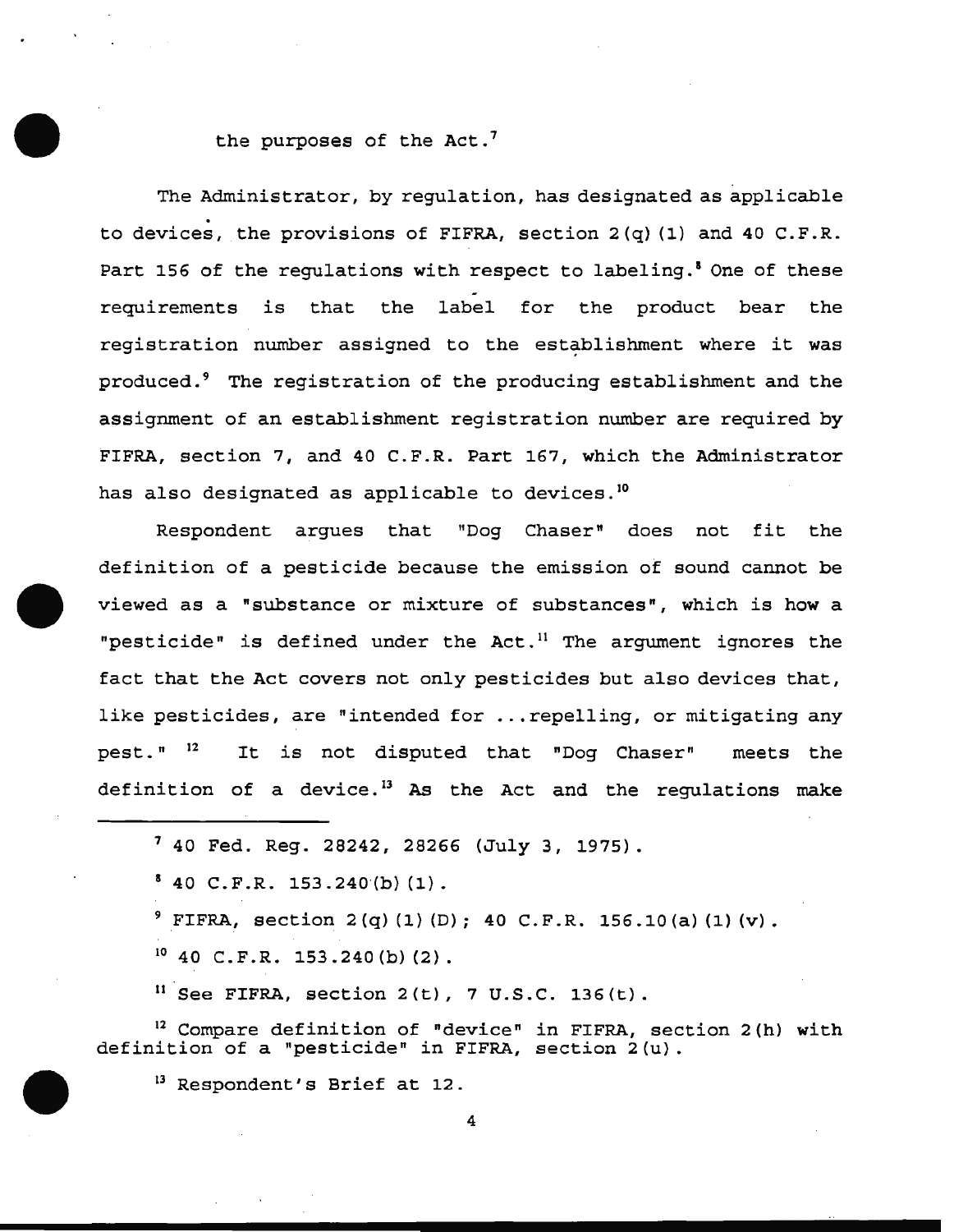the purposes of the Act.[7]

The Administrator, by regulation, has designated as applicable to devices, the provisions of FIFRA, section 2(q)(1) and 40 C.F.R. Part 156 of the regulations with respect to labeling.[8] One of these requirements is that the label for the product bear the registration number assigned to the establishment where it was produced.[9] The registration of the producing establishment and the assignment of an establishment registration number are required by FIFRA, section 7, and 40 C.F.R. Part 167, which the Administrator has also designated as applicable to devices.[10]

Respondent argues that "Dog Chaser" does not fit the definition of a pesticide because the emission of sound cannot be viewed as a "substance or mixture of substances", which is how a "pesticide" is defined under the Act.[11] The argument ignores the fact that the Act covers not only pesticides but also devices that, like pesticides, are "intended for ...repelling, or mitigating any pest." [12] It is not disputed that "Dog Chaser" meets the definition of a device.[13] As the Act and the regulations make

---

[7] 40 Fed. Reg. 28242, 28266 (July 3, 1975).

[8] 40 C.F.R. 153.240(b)(1).

[9] FIFRA, section 2(q)(1)(D); 40 C.F.R. 156.10(a)(1)(v).

[10] 40 C.F.R. 153.240(b)(2).

[11] See FIFRA, section 2(t), 7 U.S.C. 136(t).

[12] Compare definition of "device" in FIFRA, section 2(h) with definition of a "pesticide" in FIFRA, section 2(u).

[13] Respondent's Brief at 12.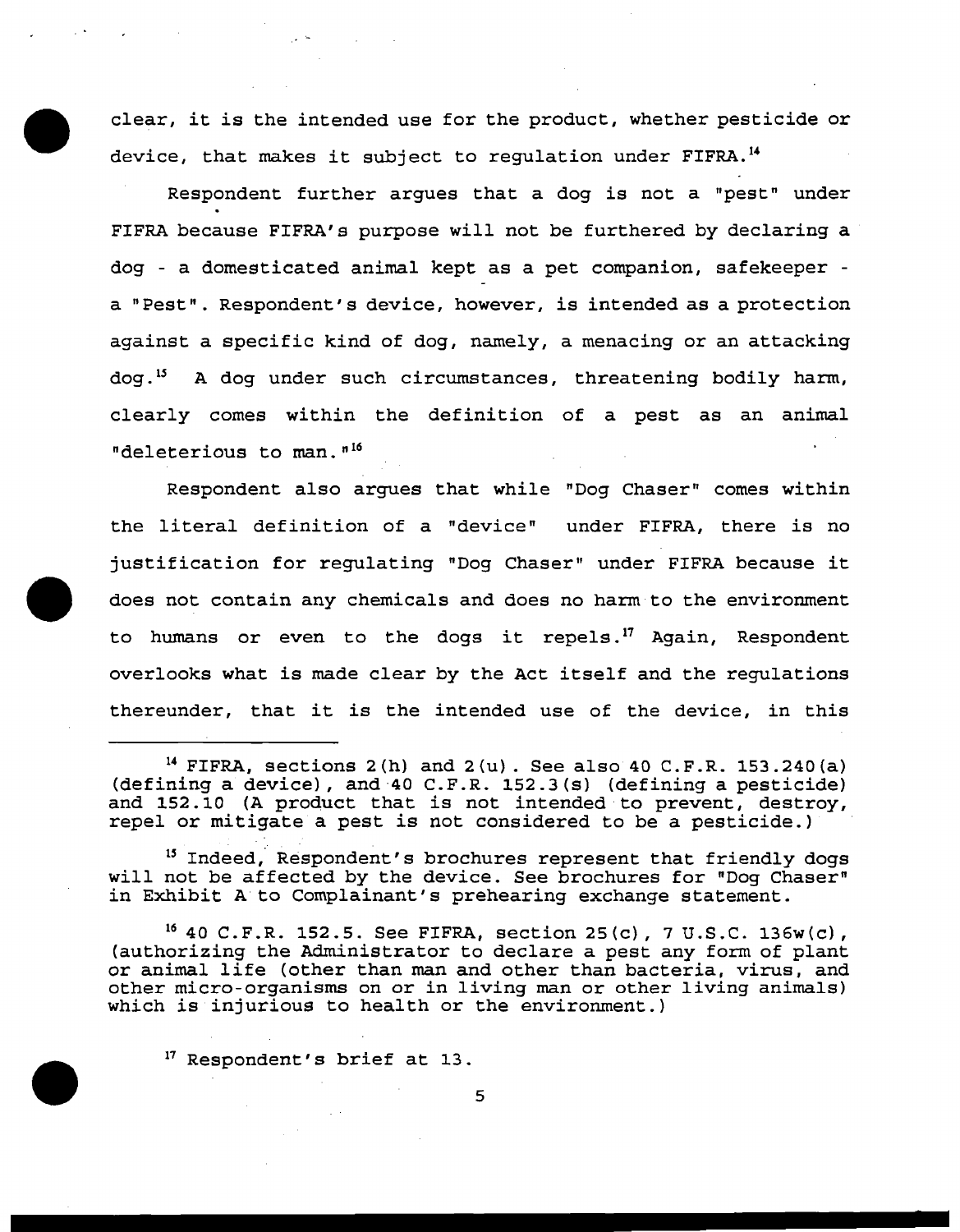clear, it is the intended use for the product, whether pesticide or device, that makes it subject to regulation under FIFRA.[14]

Respondent further argues that a dog is not a "pest" under FIFRA because FIFRA's purpose will not be furthered by declaring a dog - a domesticated animal kept as a pet companion, safekeeper - a "Pest". Respondent's device, however, is intended as a protection against a specific kind of dog, namely, a menacing or an attacking dog.[15] A dog under such circumstances, threatening bodily harm, clearly comes within the definition of a pest as an animal "deleterious to man."[16]

Respondent also argues that while "Dog Chaser" comes within the literal definition of a "device" under FIFRA, there is no justification for regulating "Dog Chaser" under FIFRA because it does not contain any chemicals and does no harm to the environment to humans or even to the dogs it repels.[17] Again, Respondent overlooks what is made clear by the Act itself and the regulations thereunder, that it is the intended use of the device, in this

---

[14] FIFRA, sections 2(h) and 2(u). See also 40 C.F.R. 153.240(a) (defining a device), and 40 C.F.R. 152.3(s) (defining a pesticide) and 152.10 (A product that is not intended to prevent, destroy, repel or mitigate a pest is not considered to be a pesticide.)

[15] Indeed, Respondent's brochures represent that friendly dogs will not be affected by the device. See brochures for "Dog Chaser" in Exhibit A to Complainant's prehearing exchange statement.

[16] 40 C.F.R. 152.5. See FIFRA, section 25(c), 7 U.S.C. 136w(c), (authorizing the Administrator to declare a pest any form of plant or animal life (other than man and other than bacteria, virus, and other micro-organisms on or in living man or other living animals) which is injurious to health or the environment.)

[17] Respondent's brief at 13.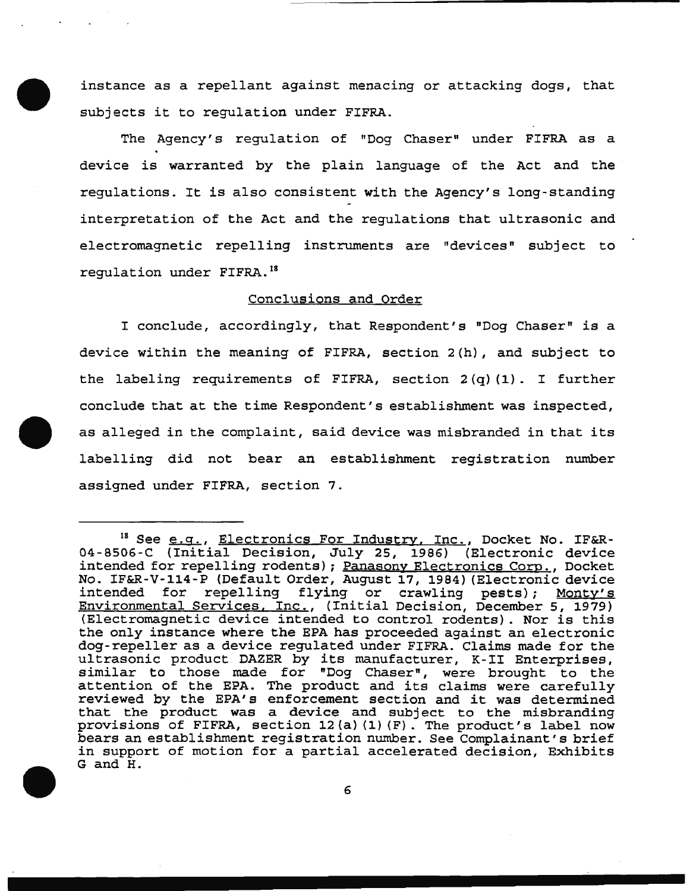instance as a repellant against menacing or attacking dogs, that subjects it to regulation under FIFRA.

The Agency's regulation of "Dog Chaser" under FIFRA as a device is warranted by the plain language of the Act and the regulations. It is also consistent with the Agency's long-standing interpretation of the Act and the regulations that ultrasonic and electromagnetic repelling instruments are "devices" subject to regulation under FIFRA.[18]

## Conclusions and Order

I conclude, accordingly, that Respondent's "Dog Chaser" is a device within the meaning of FIFRA, section 2(h), and subject to the labeling requirements of FIFRA, section 2(q)(1). I further conclude that at the time Respondent's establishment was inspected, as alleged in the complaint, said device was misbranded in that its labelling did not bear an establishment registration number assigned under FIFRA, section 7.

---

[18] See e.g., Electronics For Industry, Inc., Docket No. IF&R-04-8506-C (Initial Decision, July 25, 1986) (Electronic device intended for repelling rodents); Panasony Electronics Corp., Docket No. IF&R-V-114-P (Default Order, August 17, 1984) (Electronic device intended for repelling flying or crawling pests); Monty's Environmental Services, Inc., (Initial Decision, December 5, 1979) (Electromagnetic device intended to control rodents). Nor is this the only instance where the EPA has proceeded against an electronic dog-repeller as a device regulated under FIFRA. Claims made for the ultrasonic product DAZER by its manufacturer, K-II Enterprises, similar to those made for "Dog Chaser", were brought to the attention of the EPA. The product and its claims were carefully reviewed by the EPA's enforcement section and it was determined that the product was a device and subject to the misbranding provisions of FIFRA, section 12(a)(1)(F). The product's label now bears an establishment registration number. See Complainant's brief in support of motion for a partial accelerated decision, Exhibits G and H.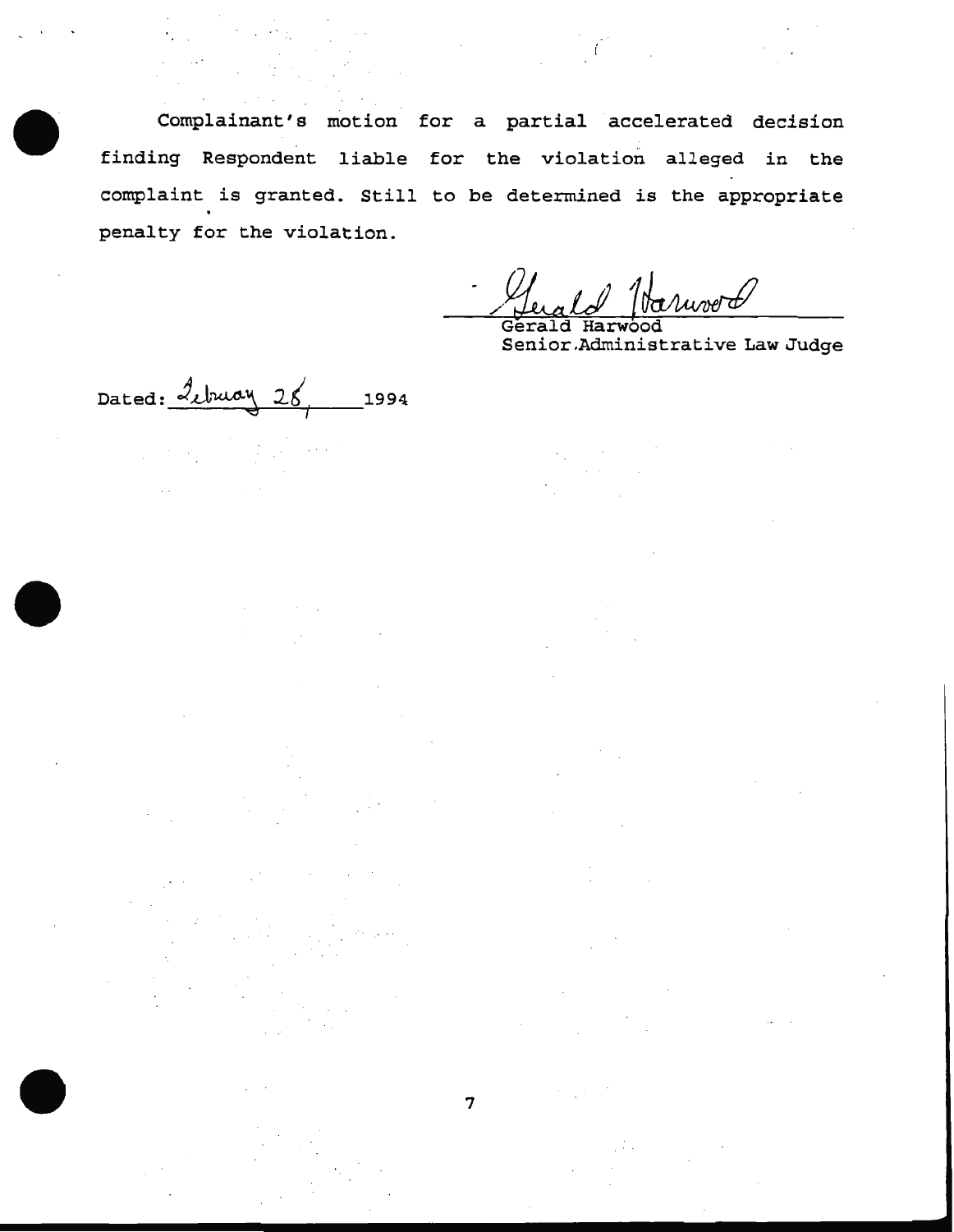Complainant's motion for a partial accelerated decision finding Respondent liable for the violation alleged in the complaint is granted. Still to be determined is the appropriate penalty for the violation.

Gerald Harwood
Senior Administrative Law Judge

Dated: February 28, 1994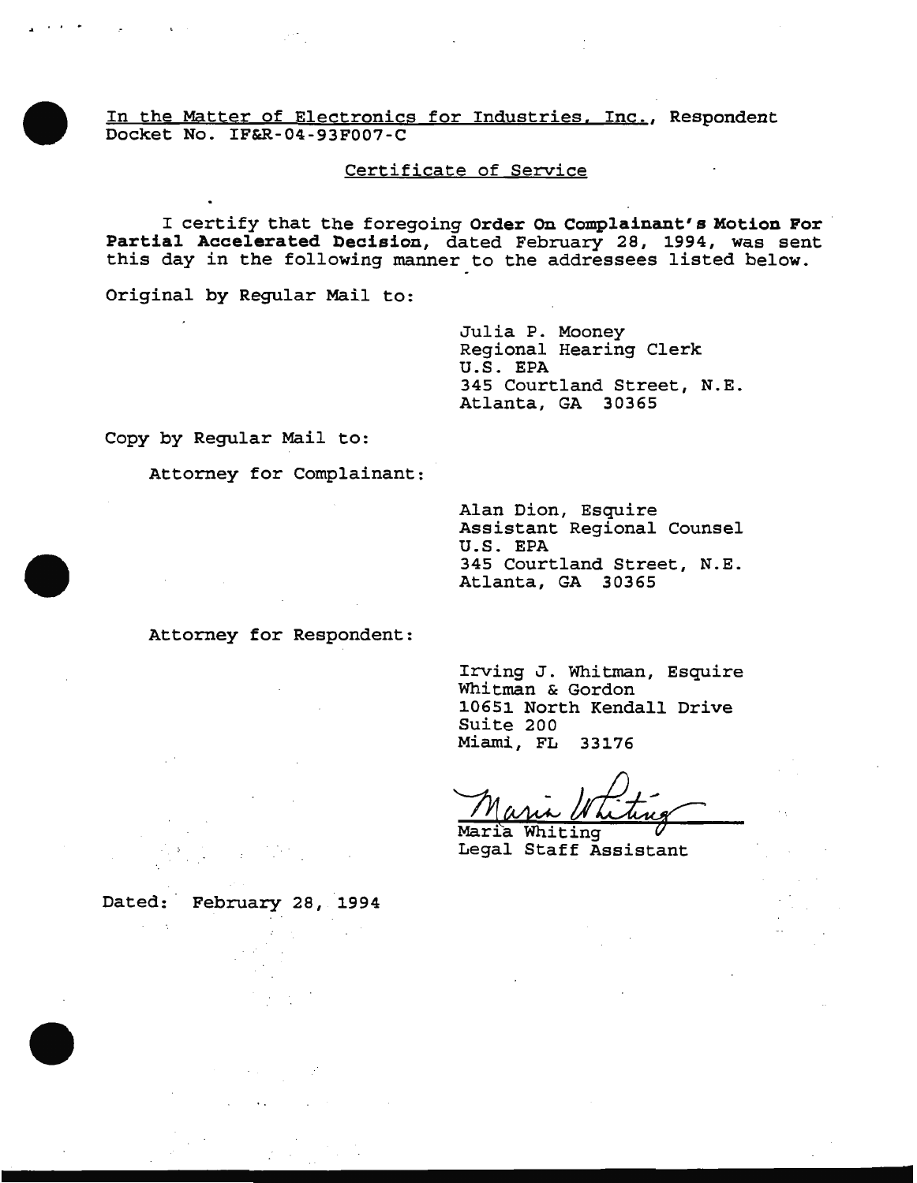In the Matter of Electronics for Industries, Inc., Respondent
Docket No. IF&R-04-93F007-C

Certificate of Service

I certify that the foregoing **Order On Complainant's Motion For Partial Accelerated Decision**, dated February 28, 1994, was sent this day in the following manner to the addressees listed below.

Original by Regular Mail to:

Julia P. Mooney
Regional Hearing Clerk
U.S. EPA
345 Courtland Street, N.E.
Atlanta, GA 30365

Copy by Regular Mail to:

Attorney for Complainant:

Alan Dion, Esquire
Assistant Regional Counsel
U.S. EPA
345 Courtland Street, N.E.
Atlanta, GA 30365

Attorney for Respondent:

Irving J. Whitman, Esquire
Whitman & Gordon
10651 North Kendall Drive
Suite 200
Miami, FL 33176

Maria Whiting
Legal Staff Assistant

Dated: February 28, 1994